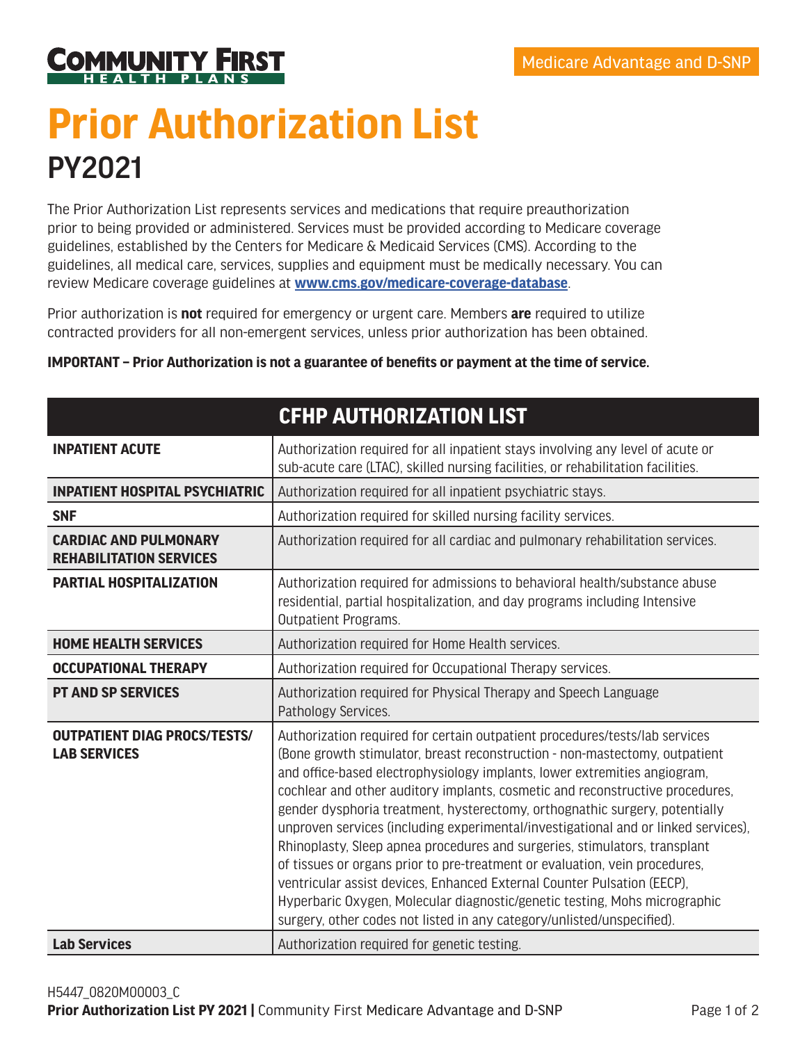COMMUNITY FIRST HEALTH PLANS

Medicare Advantage and D-SNP

# Prior Authorization List

## PY2021

The Prior Authorization List represents services and medications that require preauthorization prior to being provided or administered. Services must be provided according to Medicare coverage guidelines, established by the Centers for Medicare & Medicaid Services (CMS). According to the guidelines, all medical care, services, supplies and equipment must be medically necessary. You can review Medicare coverage guidelines at **www.cms.gov/medicare-coverage-database**.

Prior authorization is **not** required for emergency or urgent care. Members **are** required to utilize contracted providers for all non-emergent services, unless prior authorization has been obtained.

**IMPORTANT – Prior Authorization is not a guarantee of benefits or payment at the time of service.**

| CFHP AUTHORIZATION LIST | |
|---|---|
| **INPATIENT ACUTE** | Authorization required for all inpatient stays involving any level of acute or sub-acute care (LTAC), skilled nursing facilities, or rehabilitation facilities. |
| **INPATIENT HOSPITAL PSYCHIATRIC** | Authorization required for all inpatient psychiatric stays. |
| **SNF** | Authorization required for skilled nursing facility services. |
| **CARDIAC AND PULMONARY REHABILITATION SERVICES** | Authorization required for all cardiac and pulmonary rehabilitation services. |
| **PARTIAL HOSPITALIZATION** | Authorization required for admissions to behavioral health/substance abuse residential, partial hospitalization, and day programs including Intensive Outpatient Programs. |
| **HOME HEALTH SERVICES** | Authorization required for Home Health services. |
| **OCCUPATIONAL THERAPY** | Authorization required for Occupational Therapy services. |
| **PT AND SP SERVICES** | Authorization required for Physical Therapy and Speech Language Pathology Services. |
| **OUTPATIENT DIAG PROCS/TESTS/ LAB SERVICES** | Authorization required for certain outpatient procedures/tests/lab services (Bone growth stimulator, breast reconstruction - non-mastectomy, outpatient and office-based electrophysiology implants, lower extremities angiogram, cochlear and other auditory implants, cosmetic and reconstructive procedures, gender dysphoria treatment, hysterectomy, orthognathic surgery, potentially unproven services (including experimental/investigational and or linked services), Rhinoplasty, Sleep apnea procedures and surgeries, stimulators, transplant of tissues or organs prior to pre-treatment or evaluation, vein procedures, ventricular assist devices, Enhanced External Counter Pulsation (EECP), Hyperbaric Oxygen, Molecular diagnostic/genetic testing, Mohs micrographic surgery, other codes not listed in any category/unlisted/unspecified). |
| **Lab Services** | Authorization required for genetic testing. |

H5447_0820M00003_C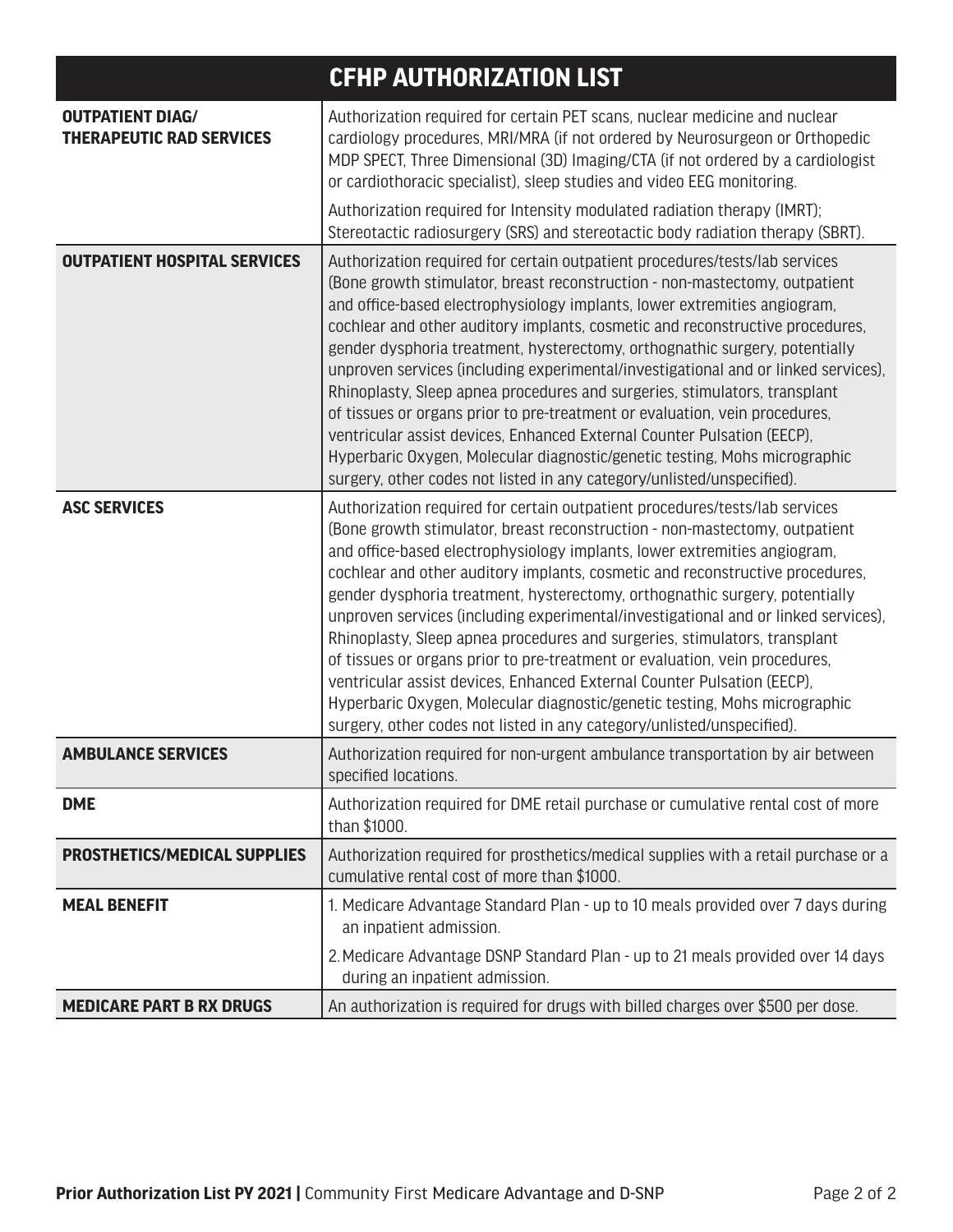| CFHP AUTHORIZATION LIST | |
|---|---|
| **OUTPATIENT DIAG/ THERAPEUTIC RAD SERVICES** | Authorization required for certain PET scans, nuclear medicine and nuclear cardiology procedures, MRI/MRA (if not ordered by Neurosurgeon or Orthopedic MDP SPECT, Three Dimensional (3D) Imaging/CTA (if not ordered by a cardiologist or cardiothoracic specialist), sleep studies and video EEG monitoring.<br><br>Authorization required for Intensity modulated radiation therapy (IMRT); Stereotactic radiosurgery (SRS) and stereotactic body radiation therapy (SBRT). |
| **OUTPATIENT HOSPITAL SERVICES** | Authorization required for certain outpatient procedures/tests/lab services (Bone growth stimulator, breast reconstruction - non-mastectomy, outpatient and office-based electrophysiology implants, lower extremities angiogram, cochlear and other auditory implants, cosmetic and reconstructive procedures, gender dysphoria treatment, hysterectomy, orthognathic surgery, potentially unproven services (including experimental/investigational and or linked services), Rhinoplasty, Sleep apnea procedures and surgeries, stimulators, transplant of tissues or organs prior to pre-treatment or evaluation, vein procedures, ventricular assist devices, Enhanced External Counter Pulsation (EECP), Hyperbaric Oxygen, Molecular diagnostic/genetic testing, Mohs micrographic surgery, other codes not listed in any category/unlisted/unspecified). |
| **ASC SERVICES** | Authorization required for certain outpatient procedures/tests/lab services (Bone growth stimulator, breast reconstruction - non-mastectomy, outpatient and office-based electrophysiology implants, lower extremities angiogram, cochlear and other auditory implants, cosmetic and reconstructive procedures, gender dysphoria treatment, hysterectomy, orthognathic surgery, potentially unproven services (including experimental/investigational and or linked services), Rhinoplasty, Sleep apnea procedures and surgeries, stimulators, transplant of tissues or organs prior to pre-treatment or evaluation, vein procedures, ventricular assist devices, Enhanced External Counter Pulsation (EECP), Hyperbaric Oxygen, Molecular diagnostic/genetic testing, Mohs micrographic surgery, other codes not listed in any category/unlisted/unspecified). |
| **AMBULANCE SERVICES** | Authorization required for non-urgent ambulance transportation by air between specified locations. |
| **DME** | Authorization required for DME retail purchase or cumulative rental cost of more than $1000. |
| **PROSTHETICS/MEDICAL SUPPLIES** | Authorization required for prosthetics/medical supplies with a retail purchase or a cumulative rental cost of more than $1000. |
| **MEAL BENEFIT** | 1. Medicare Advantage Standard Plan - up to 10 meals provided over 7 days during an inpatient admission.<br><br>2. Medicare Advantage DSNP Standard Plan - up to 21 meals provided over 14 days during an inpatient admission. |
| **MEDICARE PART B RX DRUGS** | An authorization is required for drugs with billed charges over $500 per dose. |

**Prior Authorization List PY 2021 |** Community First Medicare Advantage and D-SNP